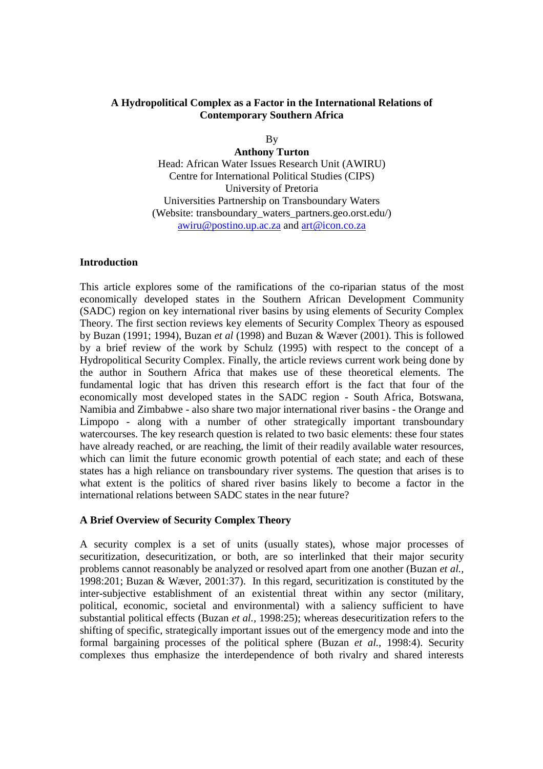# A Hydropolitical Complex as a Factor in the International Relations of Contemporary Southern Africa

By

**Anthony Turton**

Head: African Water Issues Research Unit (AWIRU)
Centre for International Political Studies (CIPS)
University of Pretoria
Universities Partnership on Transboundary Waters
(Website: transboundary_waters_partners.geo.orst.edu/)
awiru@postino.up.ac.za and art@icon.co.za

## Introduction

This article explores some of the ramifications of the co-riparian status of the most economically developed states in the Southern African Development Community (SADC) region on key international river basins by using elements of Security Complex Theory. The first section reviews key elements of Security Complex Theory as espoused by Buzan (1991; 1994), Buzan *et al* (1998) and Buzan & Wæver (2001). This is followed by a brief review of the work by Schulz (1995) with respect to the concept of a Hydropolitical Security Complex. Finally, the article reviews current work being done by the author in Southern Africa that makes use of these theoretical elements. The fundamental logic that has driven this research effort is the fact that four of the economically most developed states in the SADC region - South Africa, Botswana, Namibia and Zimbabwe - also share two major international river basins - the Orange and Limpopo - along with a number of other strategically important transboundary watercourses. The key research question is related to two basic elements: these four states have already reached, or are reaching, the limit of their readily available water resources, which can limit the future economic growth potential of each state; and each of these states has a high reliance on transboundary river systems. The question that arises is to what extent is the politics of shared river basins likely to become a factor in the international relations between SADC states in the near future?

## A Brief Overview of Security Complex Theory

A security complex is a set of units (usually states), whose major processes of securitization, desecuritization, or both, are so interlinked that their major security problems cannot reasonably be analyzed or resolved apart from one another (Buzan *et al.,* 1998:201; Buzan & Wæver, 2001:37). In this regard, securitization is constituted by the inter-subjective establishment of an existential threat within any sector (military, political, economic, societal and environmental) with a saliency sufficient to have substantial political effects (Buzan *et al.,* 1998:25); whereas desecuritization refers to the shifting of specific, strategically important issues out of the emergency mode and into the formal bargaining processes of the political sphere (Buzan *et al.,* 1998:4). Security complexes thus emphasize the interdependence of both rivalry and shared interests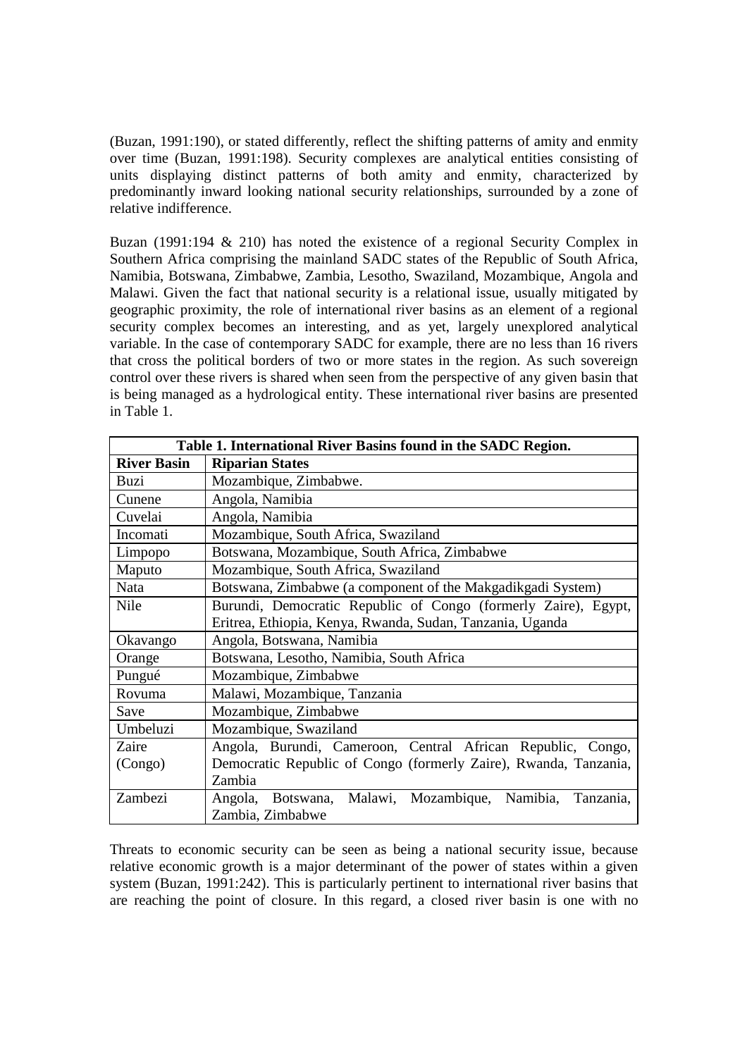(Buzan, 1991:190), or stated differently, reflect the shifting patterns of amity and enmity over time (Buzan, 1991:198). Security complexes are analytical entities consisting of units displaying distinct patterns of both amity and enmity, characterized by predominantly inward looking national security relationships, surrounded by a zone of relative indifference.

Buzan (1991:194 & 210) has noted the existence of a regional Security Complex in Southern Africa comprising the mainland SADC states of the Republic of South Africa, Namibia, Botswana, Zimbabwe, Zambia, Lesotho, Swaziland, Mozambique, Angola and Malawi. Given the fact that national security is a relational issue, usually mitigated by geographic proximity, the role of international river basins as an element of a regional security complex becomes an interesting, and as yet, largely unexplored analytical variable. In the case of contemporary SADC for example, there are no less than 16 rivers that cross the political borders of two or more states in the region. As such sovereign control over these rivers is shared when seen from the perspective of any given basin that is being managed as a hydrological entity. These international river basins are presented in Table 1.

**Table 1. International River Basins found in the SADC Region.**

| River Basin | Riparian States |
|---|---|
| Buzi | Mozambique, Zimbabwe. |
| Cunene | Angola, Namibia |
| Cuvelai | Angola, Namibia |
| Incomati | Mozambique, South Africa, Swaziland |
| Limpopo | Botswana, Mozambique, South Africa, Zimbabwe |
| Maputo | Mozambique, South Africa, Swaziland |
| Nata | Botswana, Zimbabwe (a component of the Makgadikgadi System) |
| Nile | Burundi, Democratic Republic of Congo (formerly Zaire), Egypt, Eritrea, Ethiopia, Kenya, Rwanda, Sudan, Tanzania, Uganda |
| Okavango | Angola, Botswana, Namibia |
| Orange | Botswana, Lesotho, Namibia, South Africa |
| Pungué | Mozambique, Zimbabwe |
| Rovuma | Malawi, Mozambique, Tanzania |
| Save | Mozambique, Zimbabwe |
| Umbeluzi | Mozambique, Swaziland |
| Zaire (Congo) | Angola, Burundi, Cameroon, Central African Republic, Congo, Democratic Republic of Congo (formerly Zaire), Rwanda, Tanzania, Zambia |
| Zambezi | Angola, Botswana, Malawi, Mozambique, Namibia, Tanzania, Zambia, Zimbabwe |

Threats to economic security can be seen as being a national security issue, because relative economic growth is a major determinant of the power of states within a given system (Buzan, 1991:242). This is particularly pertinent to international river basins that are reaching the point of closure. In this regard, a closed river basin is one with no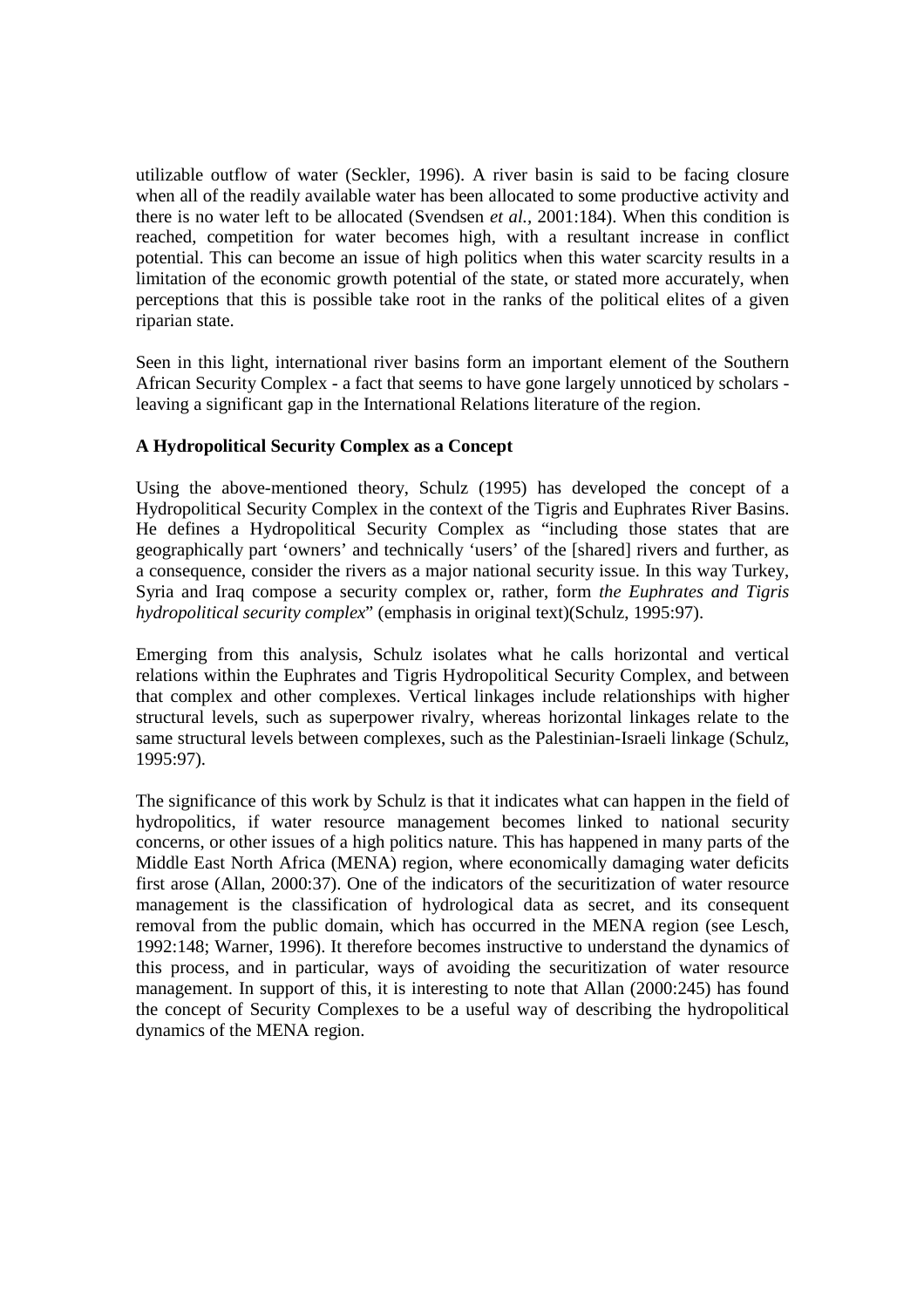utilizable outflow of water (Seckler, 1996). A river basin is said to be facing closure when all of the readily available water has been allocated to some productive activity and there is no water left to be allocated (Svendsen *et al.,* 2001:184). When this condition is reached, competition for water becomes high, with a resultant increase in conflict potential. This can become an issue of high politics when this water scarcity results in a limitation of the economic growth potential of the state, or stated more accurately, when perceptions that this is possible take root in the ranks of the political elites of a given riparian state.

Seen in this light, international river basins form an important element of the Southern African Security Complex - a fact that seems to have gone largely unnoticed by scholars - leaving a significant gap in the International Relations literature of the region.

**A Hydropolitical Security Complex as a Concept**

Using the above-mentioned theory, Schulz (1995) has developed the concept of a Hydropolitical Security Complex in the context of the Tigris and Euphrates River Basins. He defines a Hydropolitical Security Complex as "including those states that are geographically part 'owners' and technically 'users' of the [shared] rivers and further, as a consequence, consider the rivers as a major national security issue. In this way Turkey, Syria and Iraq compose a security complex or, rather, form *the Euphrates and Tigris hydropolitical security complex*" (emphasis in original text)(Schulz, 1995:97).

Emerging from this analysis, Schulz isolates what he calls horizontal and vertical relations within the Euphrates and Tigris Hydropolitical Security Complex, and between that complex and other complexes. Vertical linkages include relationships with higher structural levels, such as superpower rivalry, whereas horizontal linkages relate to the same structural levels between complexes, such as the Palestinian-Israeli linkage (Schulz, 1995:97).

The significance of this work by Schulz is that it indicates what can happen in the field of hydropolitics, if water resource management becomes linked to national security concerns, or other issues of a high politics nature. This has happened in many parts of the Middle East North Africa (MENA) region, where economically damaging water deficits first arose (Allan, 2000:37). One of the indicators of the securitization of water resource management is the classification of hydrological data as secret, and its consequent removal from the public domain, which has occurred in the MENA region (see Lesch, 1992:148; Warner, 1996). It therefore becomes instructive to understand the dynamics of this process, and in particular, ways of avoiding the securitization of water resource management. In support of this, it is interesting to note that Allan (2000:245) has found the concept of Security Complexes to be a useful way of describing the hydropolitical dynamics of the MENA region.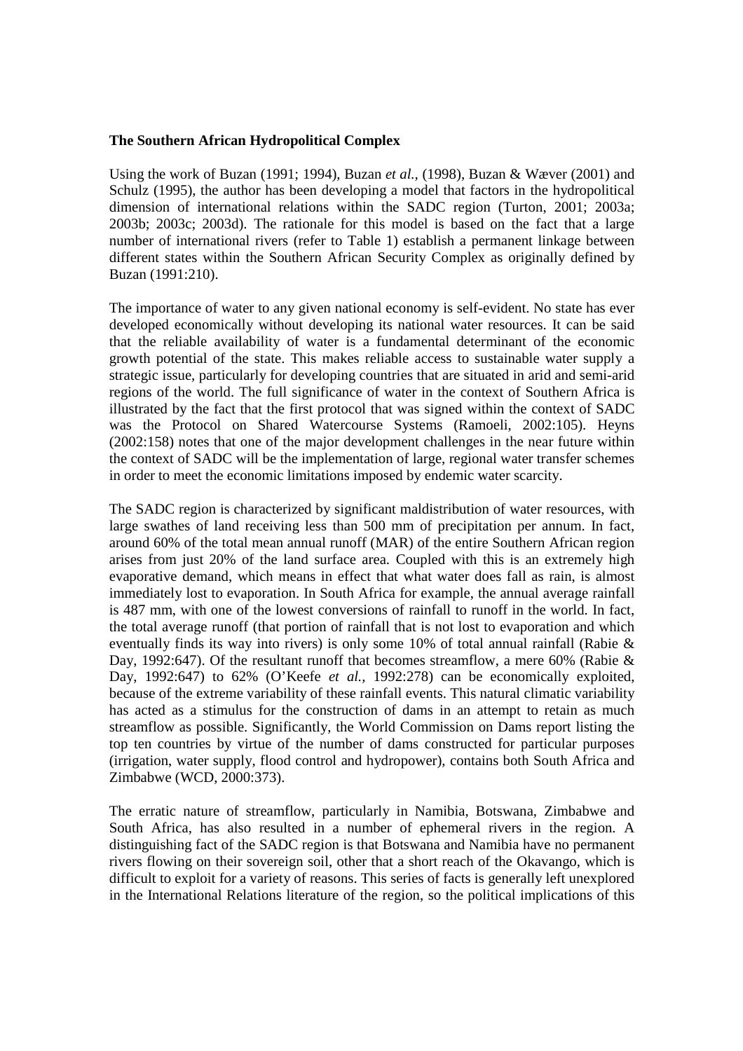**The Southern African Hydropolitical Complex**

Using the work of Buzan (1991; 1994), Buzan *et al.*, (1998), Buzan & Wæver (2001) and Schulz (1995), the author has been developing a model that factors in the hydropolitical dimension of international relations within the SADC region (Turton, 2001; 2003a; 2003b; 2003c; 2003d). The rationale for this model is based on the fact that a large number of international rivers (refer to Table 1) establish a permanent linkage between different states within the Southern African Security Complex as originally defined by Buzan (1991:210).

The importance of water to any given national economy is self-evident. No state has ever developed economically without developing its national water resources. It can be said that the reliable availability of water is a fundamental determinant of the economic growth potential of the state. This makes reliable access to sustainable water supply a strategic issue, particularly for developing countries that are situated in arid and semi-arid regions of the world. The full significance of water in the context of Southern Africa is illustrated by the fact that the first protocol that was signed within the context of SADC was the Protocol on Shared Watercourse Systems (Ramoeli, 2002:105). Heyns (2002:158) notes that one of the major development challenges in the near future within the context of SADC will be the implementation of large, regional water transfer schemes in order to meet the economic limitations imposed by endemic water scarcity.

The SADC region is characterized by significant maldistribution of water resources, with large swathes of land receiving less than 500 mm of precipitation per annum. In fact, around 60% of the total mean annual runoff (MAR) of the entire Southern African region arises from just 20% of the land surface area. Coupled with this is an extremely high evaporative demand, which means in effect that what water does fall as rain, is almost immediately lost to evaporation. In South Africa for example, the annual average rainfall is 487 mm, with one of the lowest conversions of rainfall to runoff in the world. In fact, the total average runoff (that portion of rainfall that is not lost to evaporation and which eventually finds its way into rivers) is only some 10% of total annual rainfall (Rabie & Day, 1992:647). Of the resultant runoff that becomes streamflow, a mere 60% (Rabie & Day, 1992:647) to 62% (O'Keefe *et al.*, 1992:278) can be economically exploited, because of the extreme variability of these rainfall events. This natural climatic variability has acted as a stimulus for the construction of dams in an attempt to retain as much streamflow as possible. Significantly, the World Commission on Dams report listing the top ten countries by virtue of the number of dams constructed for particular purposes (irrigation, water supply, flood control and hydropower), contains both South Africa and Zimbabwe (WCD, 2000:373).

The erratic nature of streamflow, particularly in Namibia, Botswana, Zimbabwe and South Africa, has also resulted in a number of ephemeral rivers in the region. A distinguishing fact of the SADC region is that Botswana and Namibia have no permanent rivers flowing on their sovereign soil, other that a short reach of the Okavango, which is difficult to exploit for a variety of reasons. This series of facts is generally left unexplored in the International Relations literature of the region, so the political implications of this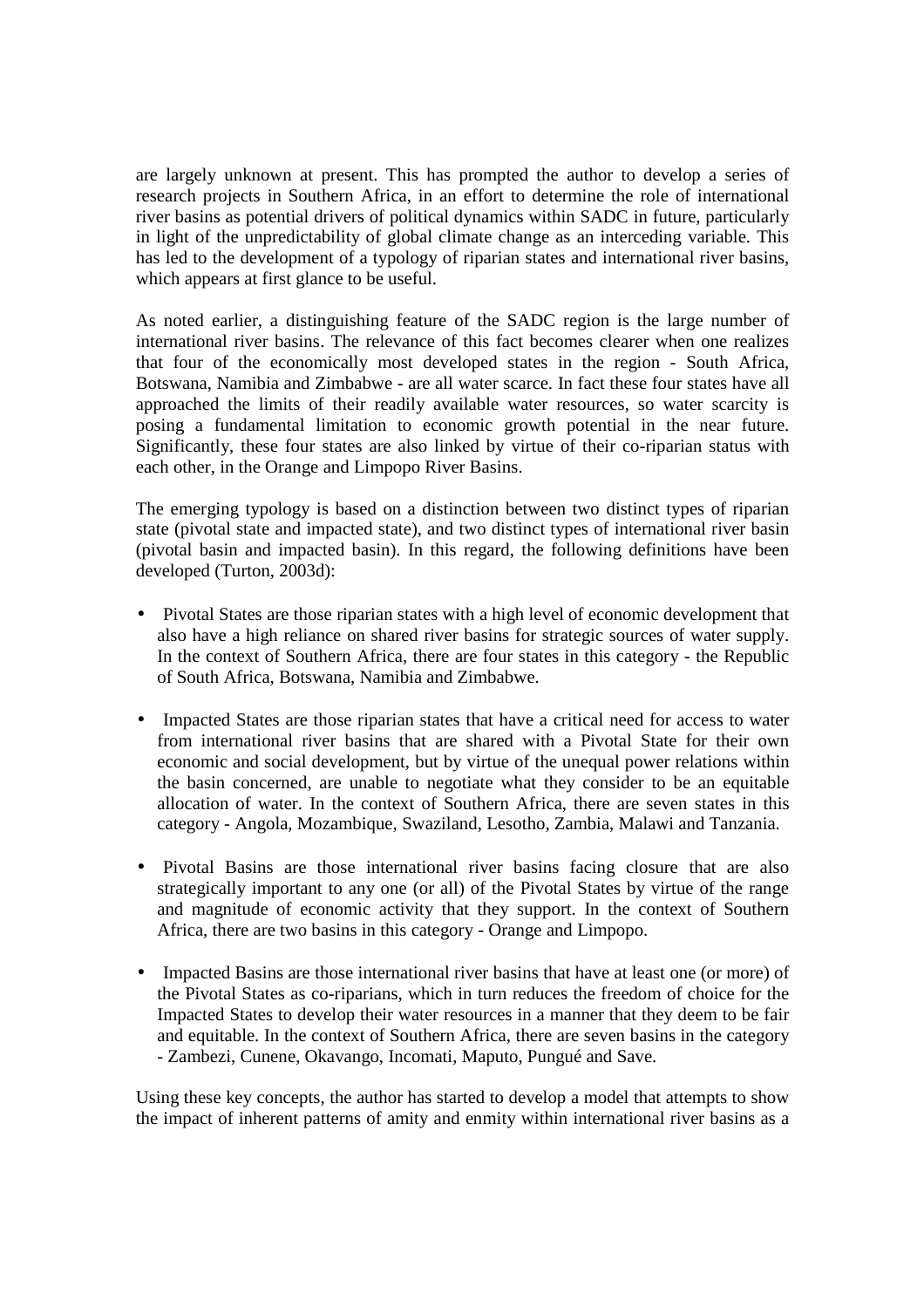are largely unknown at present. This has prompted the author to develop a series of research projects in Southern Africa, in an effort to determine the role of international river basins as potential drivers of political dynamics within SADC in future, particularly in light of the unpredictability of global climate change as an interceding variable. This has led to the development of a typology of riparian states and international river basins, which appears at first glance to be useful.

As noted earlier, a distinguishing feature of the SADC region is the large number of international river basins. The relevance of this fact becomes clearer when one realizes that four of the economically most developed states in the region - South Africa, Botswana, Namibia and Zimbabwe - are all water scarce. In fact these four states have all approached the limits of their readily available water resources, so water scarcity is posing a fundamental limitation to economic growth potential in the near future. Significantly, these four states are also linked by virtue of their co-riparian status with each other, in the Orange and Limpopo River Basins.

The emerging typology is based on a distinction between two distinct types of riparian state (pivotal state and impacted state), and two distinct types of international river basin (pivotal basin and impacted basin). In this regard, the following definitions have been developed (Turton, 2003d):

- Pivotal States are those riparian states with a high level of economic development that also have a high reliance on shared river basins for strategic sources of water supply. In the context of Southern Africa, there are four states in this category - the Republic of South Africa, Botswana, Namibia and Zimbabwe.

- Impacted States are those riparian states that have a critical need for access to water from international river basins that are shared with a Pivotal State for their own economic and social development, but by virtue of the unequal power relations within the basin concerned, are unable to negotiate what they consider to be an equitable allocation of water. In the context of Southern Africa, there are seven states in this category - Angola, Mozambique, Swaziland, Lesotho, Zambia, Malawi and Tanzania.

- Pivotal Basins are those international river basins facing closure that are also strategically important to any one (or all) of the Pivotal States by virtue of the range and magnitude of economic activity that they support. In the context of Southern Africa, there are two basins in this category - Orange and Limpopo.

- Impacted Basins are those international river basins that have at least one (or more) of the Pivotal States as co-riparians, which in turn reduces the freedom of choice for the Impacted States to develop their water resources in a manner that they deem to be fair and equitable. In the context of Southern Africa, there are seven basins in the category - Zambezi, Cunene, Okavango, Incomati, Maputo, Pungué and Save.

Using these key concepts, the author has started to develop a model that attempts to show the impact of inherent patterns of amity and enmity within international river basins as a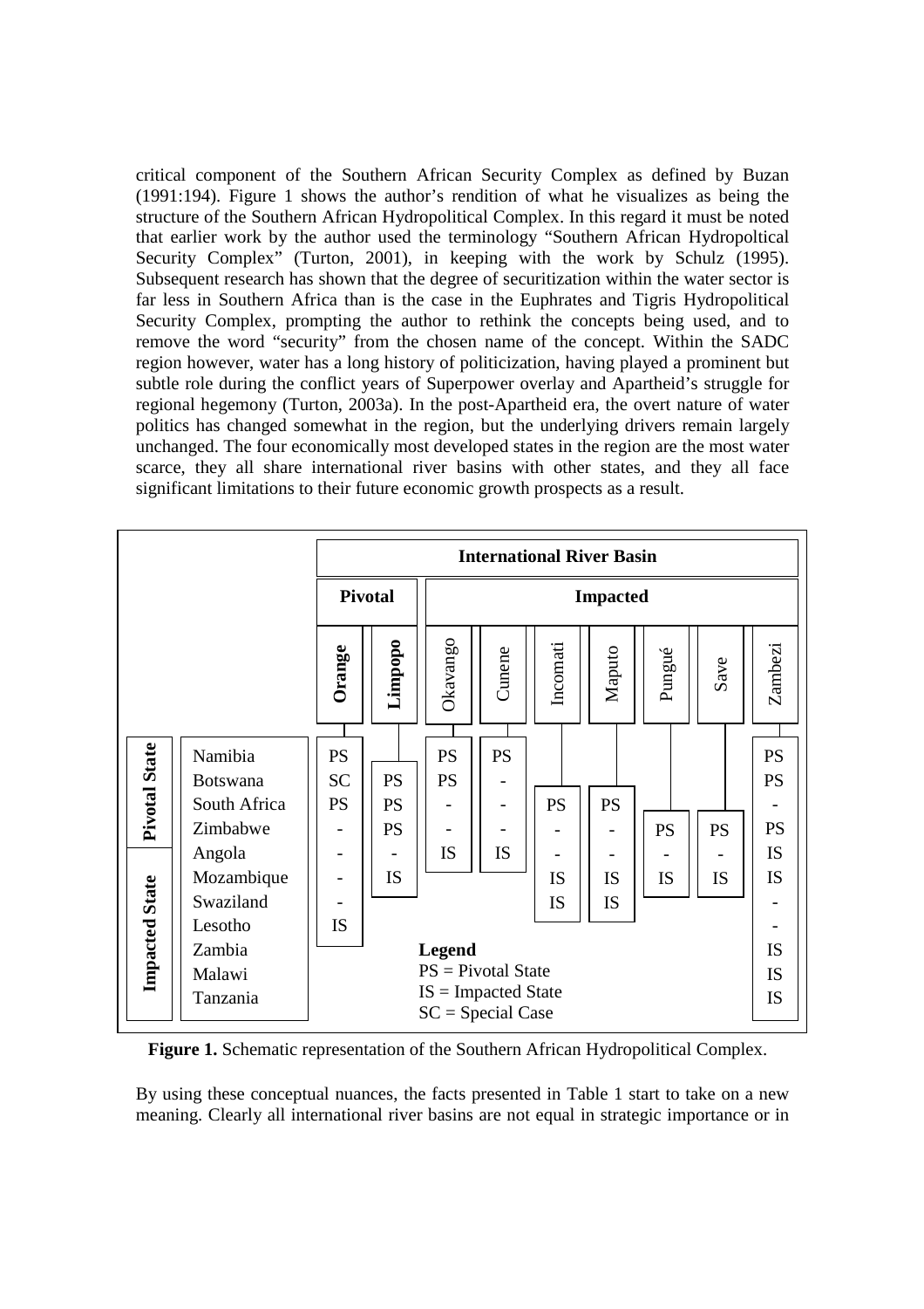critical component of the Southern African Security Complex as defined by Buzan (1991:194). Figure 1 shows the author's rendition of what he visualizes as being the structure of the Southern African Hydropolitical Complex. In this regard it must be noted that earlier work by the author used the terminology "Southern African Hydropoltical Security Complex" (Turton, 2001), in keeping with the work by Schulz (1995). Subsequent research has shown that the degree of securitization within the water sector is far less in Southern Africa than is the case in the Euphrates and Tigris Hydropolitical Security Complex, prompting the author to rethink the concepts being used, and to remove the word "security" from the chosen name of the concept. Within the SADC region however, water has a long history of politicization, having played a prominent but subtle role during the conflict years of Superpower overlay and Apartheid's struggle for regional hegemony (Turton, 2003a). In the post-Apartheid era, the overt nature of water politics has changed somewhat in the region, but the underlying drivers remain largely unchanged. The four economically most developed states in the region are the most water scarce, they all share international river basins with other states, and they all face significant limitations to their future economic growth prospects as a result.

| | | **International River Basin** | | | | | | | | |
|---|---|---|---|---|---|---|---|---|---|---|
| | | **Pivotal** | | **Impacted** | | | | | | |
| | | **Orange** | **Limpopo** | Okavango | Cunene | Incomati | Maputo | Pungué | Save | Zambezi |
| **Pivotal State** | Namibia | PS | | PS | PS | | | | | PS |
| | Botswana | SC | PS | PS | - | | | | | PS |
| | South Africa | PS | PS | - | - | PS | PS | | | - |
| | Zimbabwe | - | PS | - | - | - | - | PS | PS | PS |
| **Impacted State** | Angola | - | - | IS | IS | - | - | - | - | IS |
| | Mozambique | - | IS | | | IS | IS | IS | IS | IS |
| | Swaziland | - | | | | IS | IS | | | - |
| | Lesotho | IS | | | | | | | | - |
| | Zambia | | | | | | | | | IS |
| | Malawi | | | | | | | | | IS |
| | Tanzania | | | | | | | | | IS |

**Legend**
PS = Pivotal State
IS = Impacted State
SC = Special Case

**Figure 1.** Schematic representation of the Southern African Hydropolitical Complex.

By using these conceptual nuances, the facts presented in Table 1 start to take on a new meaning. Clearly all international river basins are not equal in strategic importance or in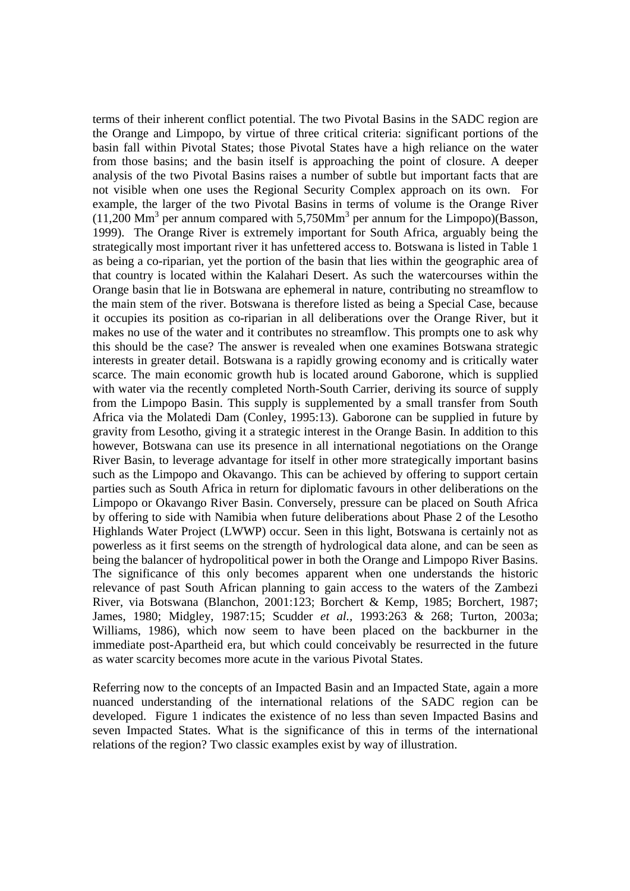terms of their inherent conflict potential. The two Pivotal Basins in the SADC region are the Orange and Limpopo, by virtue of three critical criteria: significant portions of the basin fall within Pivotal States; those Pivotal States have a high reliance on the water from those basins; and the basin itself is approaching the point of closure. A deeper analysis of the two Pivotal Basins raises a number of subtle but important facts that are not visible when one uses the Regional Security Complex approach on its own. For example, the larger of the two Pivotal Basins in terms of volume is the Orange River (11,200 $Mm^3$ per annum compared with 5,750$Mm^3$ per annum for the Limpopo)(Basson, 1999). The Orange River is extremely important for South Africa, arguably being the strategically most important river it has unfettered access to. Botswana is listed in Table 1 as being a co-riparian, yet the portion of the basin that lies within the geographic area of that country is located within the Kalahari Desert. As such the watercourses within the Orange basin that lie in Botswana are ephemeral in nature, contributing no streamflow to the main stem of the river. Botswana is therefore listed as being a Special Case, because it occupies its position as co-riparian in all deliberations over the Orange River, but it makes no use of the water and it contributes no streamflow. This prompts one to ask why this should be the case? The answer is revealed when one examines Botswana strategic interests in greater detail. Botswana is a rapidly growing economy and is critically water scarce. The main economic growth hub is located around Gaborone, which is supplied with water via the recently completed North-South Carrier, deriving its source of supply from the Limpopo Basin. This supply is supplemented by a small transfer from South Africa via the Molatedi Dam (Conley, 1995:13). Gaborone can be supplied in future by gravity from Lesotho, giving it a strategic interest in the Orange Basin. In addition to this however, Botswana can use its presence in all international negotiations on the Orange River Basin, to leverage advantage for itself in other more strategically important basins such as the Limpopo and Okavango. This can be achieved by offering to support certain parties such as South Africa in return for diplomatic favours in other deliberations on the Limpopo or Okavango River Basin. Conversely, pressure can be placed on South Africa by offering to side with Namibia when future deliberations about Phase 2 of the Lesotho Highlands Water Project (LWWP) occur. Seen in this light, Botswana is certainly not as powerless as it first seems on the strength of hydrological data alone, and can be seen as being the balancer of hydropolitical power in both the Orange and Limpopo River Basins. The significance of this only becomes apparent when one understands the historic relevance of past South African planning to gain access to the waters of the Zambezi River, via Botswana (Blanchon, 2001:123; Borchert & Kemp, 1985; Borchert, 1987; James, 1980; Midgley, 1987:15; Scudder *et al.*, 1993:263 & 268; Turton, 2003a; Williams, 1986), which now seem to have been placed on the backburner in the immediate post-Apartheid era, but which could conceivably be resurrected in the future as water scarcity becomes more acute in the various Pivotal States.

Referring now to the concepts of an Impacted Basin and an Impacted State, again a more nuanced understanding of the international relations of the SADC region can be developed. Figure 1 indicates the existence of no less than seven Impacted Basins and seven Impacted States. What is the significance of this in terms of the international relations of the region? Two classic examples exist by way of illustration.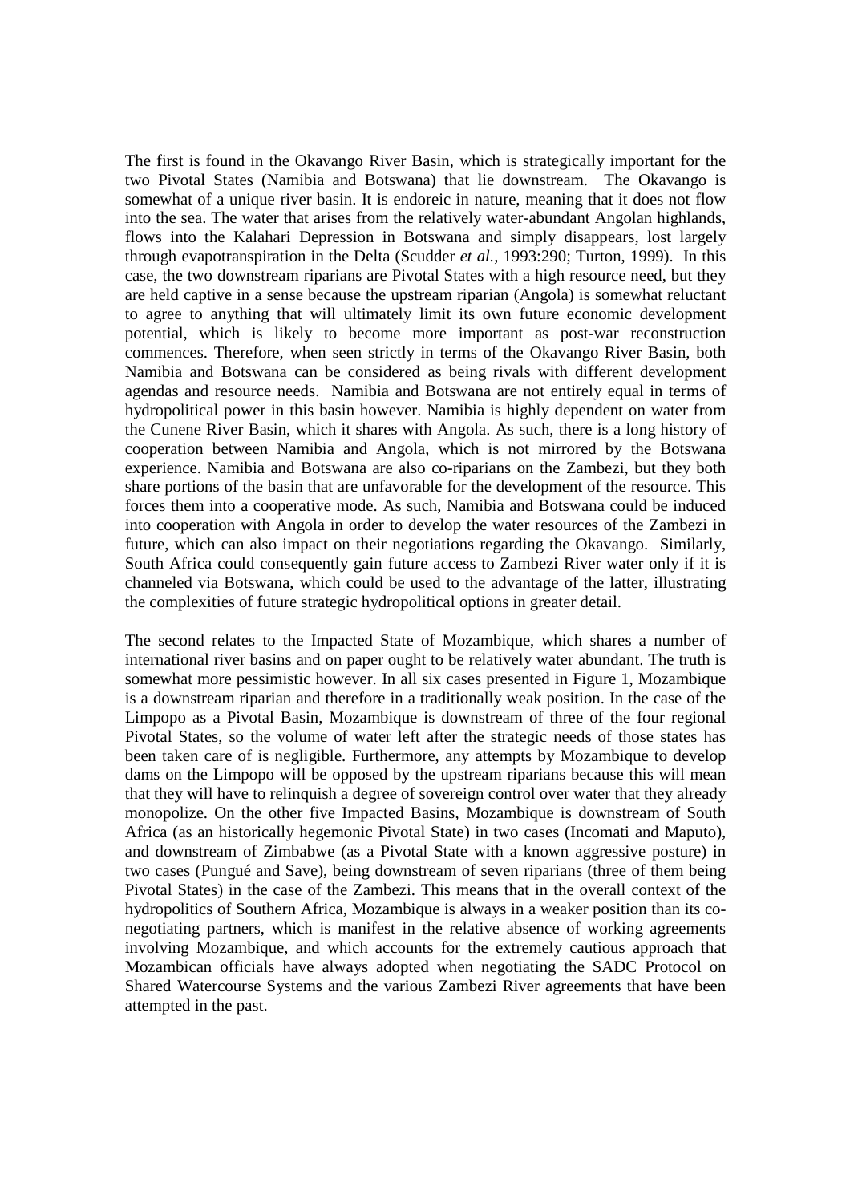The first is found in the Okavango River Basin, which is strategically important for the two Pivotal States (Namibia and Botswana) that lie downstream. The Okavango is somewhat of a unique river basin. It is endoreic in nature, meaning that it does not flow into the sea. The water that arises from the relatively water-abundant Angolan highlands, flows into the Kalahari Depression in Botswana and simply disappears, lost largely through evapotranspiration in the Delta (Scudder *et al.*, 1993:290; Turton, 1999). In this case, the two downstream riparians are Pivotal States with a high resource need, but they are held captive in a sense because the upstream riparian (Angola) is somewhat reluctant to agree to anything that will ultimately limit its own future economic development potential, which is likely to become more important as post-war reconstruction commences. Therefore, when seen strictly in terms of the Okavango River Basin, both Namibia and Botswana can be considered as being rivals with different development agendas and resource needs. Namibia and Botswana are not entirely equal in terms of hydropolitical power in this basin however. Namibia is highly dependent on water from the Cunene River Basin, which it shares with Angola. As such, there is a long history of cooperation between Namibia and Angola, which is not mirrored by the Botswana experience. Namibia and Botswana are also co-riparians on the Zambezi, but they both share portions of the basin that are unfavorable for the development of the resource. This forces them into a cooperative mode. As such, Namibia and Botswana could be induced into cooperation with Angola in order to develop the water resources of the Zambezi in future, which can also impact on their negotiations regarding the Okavango. Similarly, South Africa could consequently gain future access to Zambezi River water only if it is channeled via Botswana, which could be used to the advantage of the latter, illustrating the complexities of future strategic hydropolitical options in greater detail.

The second relates to the Impacted State of Mozambique, which shares a number of international river basins and on paper ought to be relatively water abundant. The truth is somewhat more pessimistic however. In all six cases presented in Figure 1, Mozambique is a downstream riparian and therefore in a traditionally weak position. In the case of the Limpopo as a Pivotal Basin, Mozambique is downstream of three of the four regional Pivotal States, so the volume of water left after the strategic needs of those states has been taken care of is negligible. Furthermore, any attempts by Mozambique to develop dams on the Limpopo will be opposed by the upstream riparians because this will mean that they will have to relinquish a degree of sovereign control over water that they already monopolize. On the other five Impacted Basins, Mozambique is downstream of South Africa (as an historically hegemonic Pivotal State) in two cases (Incomati and Maputo), and downstream of Zimbabwe (as a Pivotal State with a known aggressive posture) in two cases (Pungué and Save), being downstream of seven riparians (three of them being Pivotal States) in the case of the Zambezi. This means that in the overall context of the hydropolitics of Southern Africa, Mozambique is always in a weaker position than its co-negotiating partners, which is manifest in the relative absence of working agreements involving Mozambique, and which accounts for the extremely cautious approach that Mozambican officials have always adopted when negotiating the SADC Protocol on Shared Watercourse Systems and the various Zambezi River agreements that have been attempted in the past.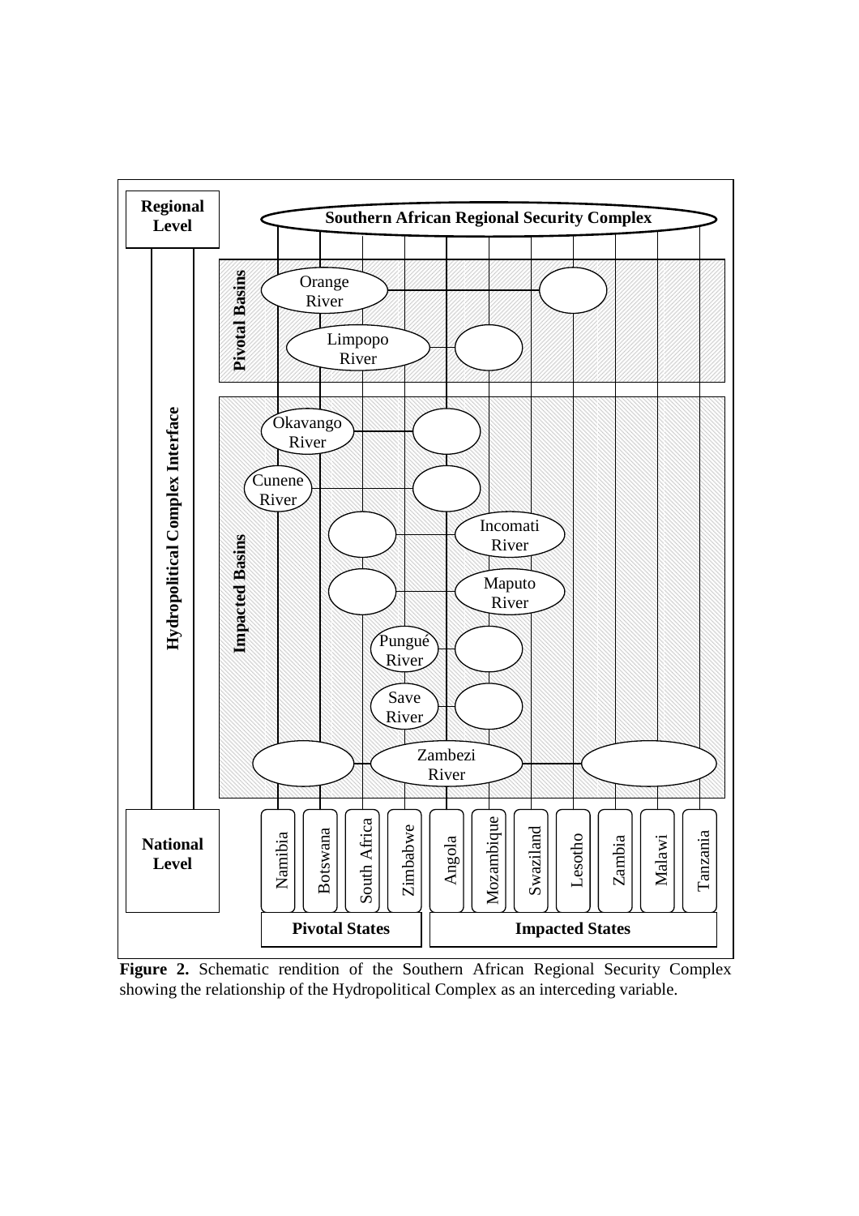**Figure 2.** Schematic rendition of the Southern African Regional Security Complex showing the relationship of the Hydropolitical Complex as an interceding variable.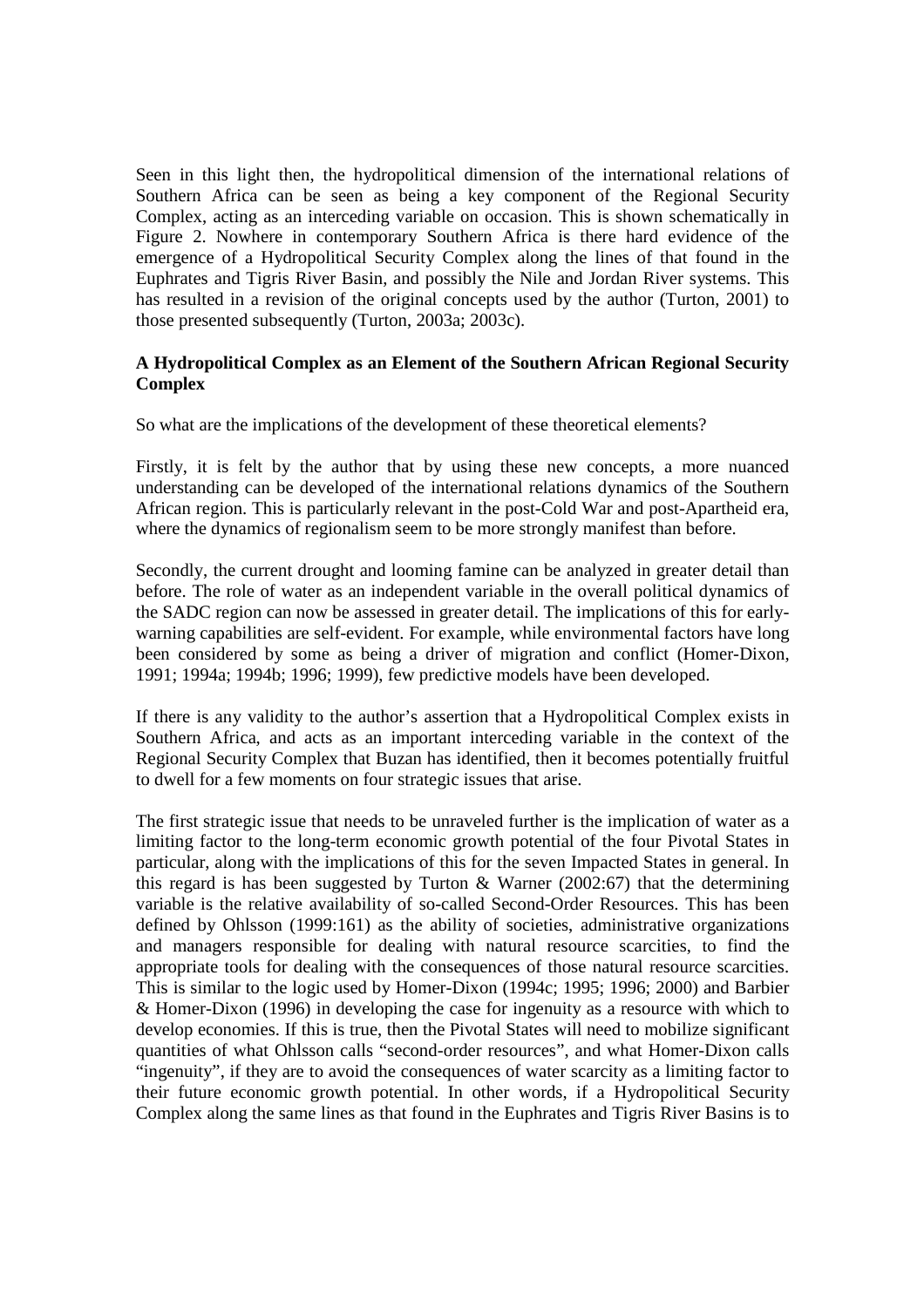Seen in this light then, the hydropolitical dimension of the international relations of Southern Africa can be seen as being a key component of the Regional Security Complex, acting as an interceding variable on occasion. This is shown schematically in Figure 2. Nowhere in contemporary Southern Africa is there hard evidence of the emergence of a Hydropolitical Security Complex along the lines of that found in the Euphrates and Tigris River Basin, and possibly the Nile and Jordan River systems. This has resulted in a revision of the original concepts used by the author (Turton, 2001) to those presented subsequently (Turton, 2003a; 2003c).

**A Hydropolitical Complex as an Element of the Southern African Regional Security Complex**

So what are the implications of the development of these theoretical elements?

Firstly, it is felt by the author that by using these new concepts, a more nuanced understanding can be developed of the international relations dynamics of the Southern African region. This is particularly relevant in the post-Cold War and post-Apartheid era, where the dynamics of regionalism seem to be more strongly manifest than before.

Secondly, the current drought and looming famine can be analyzed in greater detail than before. The role of water as an independent variable in the overall political dynamics of the SADC region can now be assessed in greater detail. The implications of this for early-warning capabilities are self-evident. For example, while environmental factors have long been considered by some as being a driver of migration and conflict (Homer-Dixon, 1991; 1994a; 1994b; 1996; 1999), few predictive models have been developed.

If there is any validity to the author's assertion that a Hydropolitical Complex exists in Southern Africa, and acts as an important interceding variable in the context of the Regional Security Complex that Buzan has identified, then it becomes potentially fruitful to dwell for a few moments on four strategic issues that arise.

The first strategic issue that needs to be unraveled further is the implication of water as a limiting factor to the long-term economic growth potential of the four Pivotal States in particular, along with the implications of this for the seven Impacted States in general. In this regard is has been suggested by Turton & Warner (2002:67) that the determining variable is the relative availability of so-called Second-Order Resources. This has been defined by Ohlsson (1999:161) as the ability of societies, administrative organizations and managers responsible for dealing with natural resource scarcities, to find the appropriate tools for dealing with the consequences of those natural resource scarcities. This is similar to the logic used by Homer-Dixon (1994c; 1995; 1996; 2000) and Barbier & Homer-Dixon (1996) in developing the case for ingenuity as a resource with which to develop economies. If this is true, then the Pivotal States will need to mobilize significant quantities of what Ohlsson calls "second-order resources", and what Homer-Dixon calls "ingenuity", if they are to avoid the consequences of water scarcity as a limiting factor to their future economic growth potential. In other words, if a Hydropolitical Security Complex along the same lines as that found in the Euphrates and Tigris River Basins is to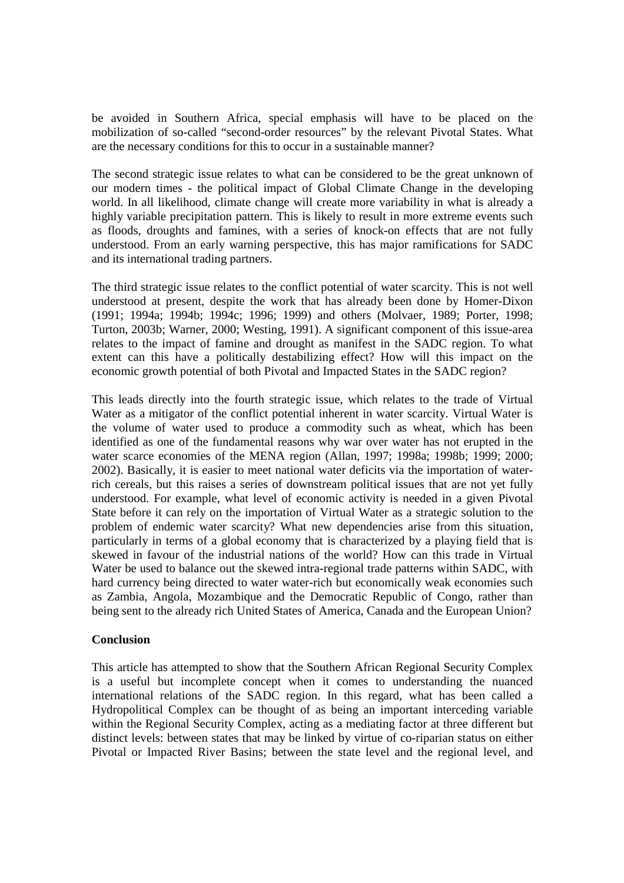be avoided in Southern Africa, special emphasis will have to be placed on the mobilization of so-called "second-order resources" by the relevant Pivotal States. What are the necessary conditions for this to occur in a sustainable manner?

The second strategic issue relates to what can be considered to be the great unknown of our modern times - the political impact of Global Climate Change in the developing world. In all likelihood, climate change will create more variability in what is already a highly variable precipitation pattern. This is likely to result in more extreme events such as floods, droughts and famines, with a series of knock-on effects that are not fully understood. From an early warning perspective, this has major ramifications for SADC and its international trading partners.

The third strategic issue relates to the conflict potential of water scarcity. This is not well understood at present, despite the work that has already been done by Homer-Dixon (1991; 1994a; 1994b; 1994c; 1996; 1999) and others (Molvaer, 1989; Porter, 1998; Turton, 2003b; Warner, 2000; Westing, 1991). A significant component of this issue-area relates to the impact of famine and drought as manifest in the SADC region. To what extent can this have a politically destabilizing effect? How will this impact on the economic growth potential of both Pivotal and Impacted States in the SADC region?

This leads directly into the fourth strategic issue, which relates to the trade of Virtual Water as a mitigator of the conflict potential inherent in water scarcity. Virtual Water is the volume of water used to produce a commodity such as wheat, which has been identified as one of the fundamental reasons why war over water has not erupted in the water scarce economies of the MENA region (Allan, 1997; 1998a; 1998b; 1999; 2000; 2002). Basically, it is easier to meet national water deficits via the importation of water-rich cereals, but this raises a series of downstream political issues that are not yet fully understood. For example, what level of economic activity is needed in a given Pivotal State before it can rely on the importation of Virtual Water as a strategic solution to the problem of endemic water scarcity? What new dependencies arise from this situation, particularly in terms of a global economy that is characterized by a playing field that is skewed in favour of the industrial nations of the world? How can this trade in Virtual Water be used to balance out the skewed intra-regional trade patterns within SADC, with hard currency being directed to water water-rich but economically weak economies such as Zambia, Angola, Mozambique and the Democratic Republic of Congo, rather than being sent to the already rich United States of America, Canada and the European Union?

**Conclusion**

This article has attempted to show that the Southern African Regional Security Complex is a useful but incomplete concept when it comes to understanding the nuanced international relations of the SADC region. In this regard, what has been called a Hydropolitical Complex can be thought of as being an important interceding variable within the Regional Security Complex, acting as a mediating factor at three different but distinct levels: between states that may be linked by virtue of co-riparian status on either Pivotal or Impacted River Basins; between the state level and the regional level, and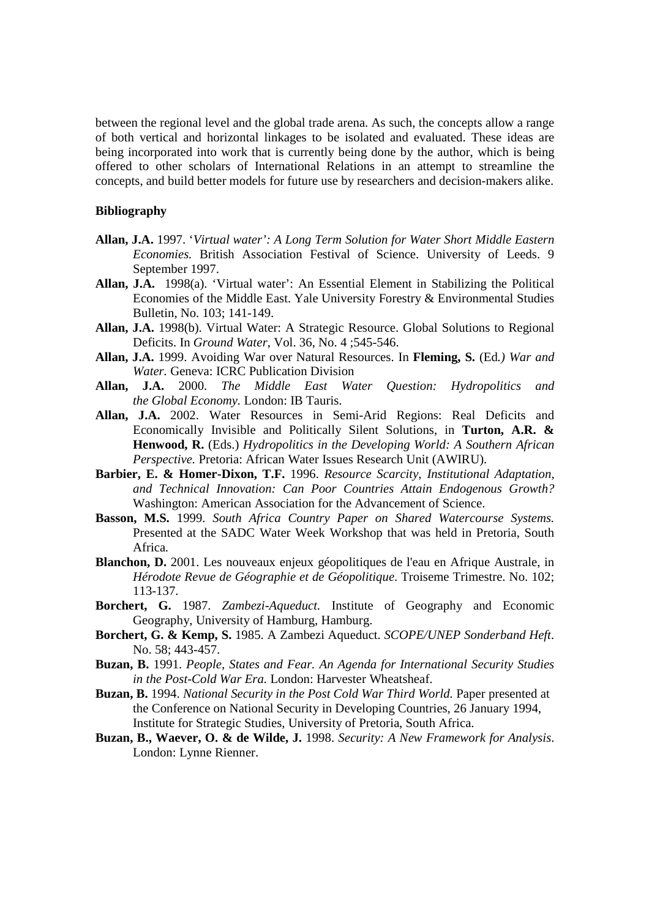between the regional level and the global trade arena. As such, the concepts allow a range of both vertical and horizontal linkages to be isolated and evaluated. These ideas are being incorporated into work that is currently being done by the author, which is being offered to other scholars of International Relations in an attempt to streamline the concepts, and build better models for future use by researchers and decision-makers alike.

**Bibliography**

- **Allan, J.A.** 1997. *'Virtual water': A Long Term Solution for Water Short Middle Eastern Economies.* British Association Festival of Science. University of Leeds. 9 September 1997.
- **Allan, J.A.** 1998(a). 'Virtual water': An Essential Element in Stabilizing the Political Economies of the Middle East. Yale University Forestry & Environmental Studies Bulletin, No. 103; 141-149.
- **Allan, J.A.** 1998(b). Virtual Water: A Strategic Resource. Global Solutions to Regional Deficits. In *Ground Water*, Vol. 36, No. 4 ;545-546.
- **Allan, J.A.** 1999. Avoiding War over Natural Resources. In **Fleming, S.** (Ed*.) War and Water.* Geneva: ICRC Publication Division
- **Allan, J.A.** 2000. *The Middle East Water Question: Hydropolitics and the Global Economy.* London: IB Tauris.
- **Allan, J.A.** 2002. Water Resources in Semi-Arid Regions: Real Deficits and Economically Invisible and Politically Silent Solutions, in **Turton, A.R. & Henwood, R.** (Eds.) *Hydropolitics in the Developing World: A Southern African Perspective.* Pretoria: African Water Issues Research Unit (AWIRU).
- **Barbier, E. & Homer-Dixon, T.F.** 1996. *Resource Scarcity, Institutional Adaptation, and Technical Innovation: Can Poor Countries Attain Endogenous Growth?* Washington: American Association for the Advancement of Science.
- **Basson, M.S.** 1999. *South Africa Country Paper on Shared Watercourse Systems.* Presented at the SADC Water Week Workshop that was held in Pretoria, South Africa.
- **Blanchon, D.** 2001. Les nouveaux enjeux géopolitiques de l'eau en Afrique Australe, in *Hérodote Revue de Géographie et de Géopolitique*. Troiseme Trimestre. No. 102; 113-137.
- **Borchert, G.** 1987. *Zambezi-Aqueduct.* Institute of Geography and Economic Geography, University of Hamburg, Hamburg.
- **Borchert, G. & Kemp, S.** 1985. A Zambezi Aqueduct. *SCOPE/UNEP Sonderband Heft*. No. 58; 443-457.
- **Buzan, B.** 1991. *People, States and Fear. An Agenda for International Security Studies in the Post-Cold War Era.* London: Harvester Wheatsheaf.
- **Buzan, B.** 1994. *National Security in the Post Cold War Third World.* Paper presented at the Conference on National Security in Developing Countries, 26 January 1994, Institute for Strategic Studies, University of Pretoria, South Africa.
- **Buzan, B., Waever, O. & de Wilde, J.** 1998. *Security: A New Framework for Analysis*. London: Lynne Rienner.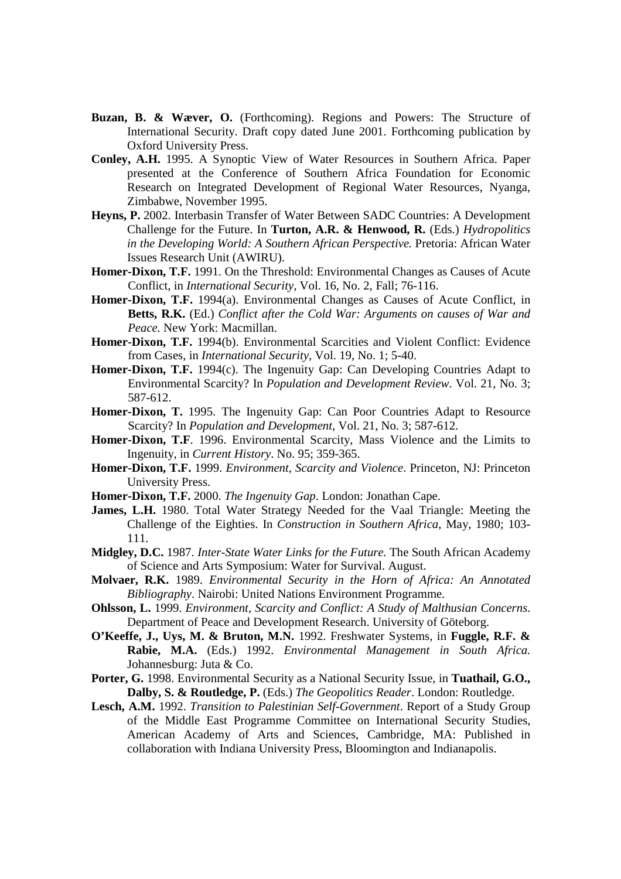**Buzan, B. & Wæver, O.** (Forthcoming). Regions and Powers: The Structure of International Security. Draft copy dated June 2001. Forthcoming publication by Oxford University Press.

**Conley, A.H.** 1995. A Synoptic View of Water Resources in Southern Africa. Paper presented at the Conference of Southern Africa Foundation for Economic Research on Integrated Development of Regional Water Resources, Nyanga, Zimbabwe, November 1995.

**Heyns, P.** 2002. Interbasin Transfer of Water Between SADC Countries: A Development Challenge for the Future. In **Turton, A.R. & Henwood, R.** (Eds.) *Hydropolitics in the Developing World: A Southern African Perspective.* Pretoria: African Water Issues Research Unit (AWIRU).

**Homer-Dixon, T.F.** 1991. On the Threshold: Environmental Changes as Causes of Acute Conflict, in *International Security*, Vol. 16, No. 2, Fall; 76-116.

**Homer-Dixon, T.F.** 1994(a). Environmental Changes as Causes of Acute Conflict, in **Betts, R.K.** (Ed.) *Conflict after the Cold War: Arguments on causes of War and Peace.* New York: Macmillan.

**Homer-Dixon, T.F.** 1994(b). Environmental Scarcities and Violent Conflict: Evidence from Cases, in *International Security*, Vol. 19, No. 1; 5-40.

**Homer-Dixon, T.F.** 1994(c). The Ingenuity Gap: Can Developing Countries Adapt to Environmental Scarcity? In *Population and Development Review*. Vol. 21, No. 3; 587-612.

**Homer-Dixon, T.** 1995. The Ingenuity Gap: Can Poor Countries Adapt to Resource Scarcity? In *Population and Development*, Vol. 21, No. 3; 587-612.

**Homer-Dixon, T.F**. 1996. Environmental Scarcity, Mass Violence and the Limits to Ingenuity, in *Current History*. No. 95; 359-365.

**Homer-Dixon, T.F.** 1999. *Environment, Scarcity and Violence*. Princeton, NJ: Princeton University Press.

**Homer-Dixon, T.F.** 2000. *The Ingenuity Gap*. London: Jonathan Cape.

**James, L.H.** 1980. Total Water Strategy Needed for the Vaal Triangle: Meeting the Challenge of the Eighties. In *Construction in Southern Africa*, May, 1980; 103-111.

**Midgley, D.C.** 1987. *Inter-State Water Links for the Future.* The South African Academy of Science and Arts Symposium: Water for Survival. August.

**Molvaer, R.K.** 1989. *Environmental Security in the Horn of Africa: An Annotated Bibliography*. Nairobi: United Nations Environment Programme.

**Ohlsson, L.** 1999. *Environment, Scarcity and Conflict: A Study of Malthusian Concerns*. Department of Peace and Development Research. University of Göteborg.

**O'Keeffe, J., Uys, M. & Bruton, M.N.** 1992. Freshwater Systems, in **Fuggle, R.F. & Rabie, M.A.** (Eds.) 1992. *Environmental Management in South Africa.* Johannesburg: Juta & Co.

**Porter, G.** 1998. Environmental Security as a National Security Issue, in **Tuathail, G.O., Dalby, S. & Routledge, P.** (Eds.) *The Geopolitics Reader*. London: Routledge.

**Lesch, A.M.** 1992. *Transition to Palestinian Self-Government*. Report of a Study Group of the Middle East Programme Committee on International Security Studies, American Academy of Arts and Sciences, Cambridge, MA: Published in collaboration with Indiana University Press, Bloomington and Indianapolis.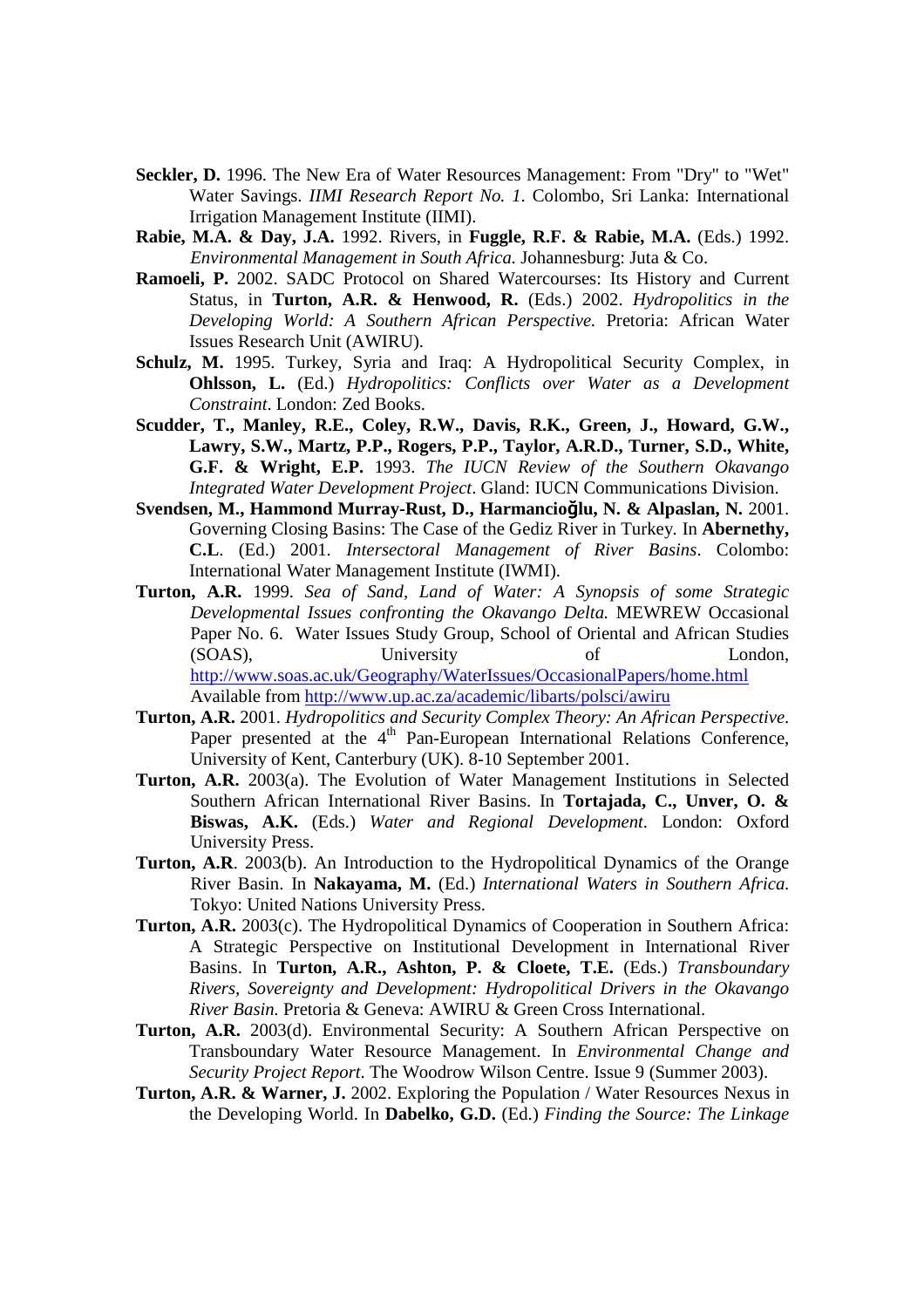**Seckler, D.** 1996. The New Era of Water Resources Management: From "Dry" to "Wet" Water Savings. *IIMI Research Report No. 1*. Colombo, Sri Lanka: International Irrigation Management Institute (IIMI).

**Rabie, M.A. & Day, J.A.** 1992. Rivers, in **Fuggle, R.F. & Rabie, M.A.** (Eds.) 1992. *Environmental Management in South Africa.* Johannesburg: Juta & Co.

**Ramoeli, P.** 2002. SADC Protocol on Shared Watercourses: Its History and Current Status, in **Turton, A.R. & Henwood, R.** (Eds.) 2002. *Hydropolitics in the Developing World: A Southern African Perspective.* Pretoria: African Water Issues Research Unit (AWIRU).

**Schulz, M.** 1995. Turkey, Syria and Iraq: A Hydropolitical Security Complex, in **Ohlsson, L.** (Ed.) *Hydropolitics: Conflicts over Water as a Development Constraint*. London: Zed Books.

**Scudder, T., Manley, R.E., Coley, R.W., Davis, R.K., Green, J., Howard, G.W., Lawry, S.W., Martz, P.P., Rogers, P.P., Taylor, A.R.D., Turner, S.D., White, G.F. & Wright, E.P.** 1993. *The IUCN Review of the Southern Okavango Integrated Water Development Project*. Gland: IUCN Communications Division.

**Svendsen, M., Hammond Murray-Rust, D., Harmancioǧlu, N. & Alpaslan, N.** 2001. Governing Closing Basins: The Case of the Gediz River in Turkey. In **Abernethy, C.L**. (Ed.) 2001. *Intersectoral Management of River Basins*. Colombo: International Water Management Institute (IWMI).

**Turton, A.R.** 1999. *Sea of Sand, Land of Water: A Synopsis of some Strategic Developmental Issues confronting the Okavango Delta.* MEWREW Occasional Paper No. 6. Water Issues Study Group, School of Oriental and African Studies (SOAS), University of London, http://www.soas.ac.uk/Geography/WaterIssues/OccasionalPapers/home.html Available from http://www.up.ac.za/academic/libarts/polsci/awiru

**Turton, A.R.** 2001. *Hydropolitics and Security Complex Theory: An African Perspective.* Paper presented at the 4th Pan-European International Relations Conference, University of Kent, Canterbury (UK). 8-10 September 2001.

**Turton, A.R.** 2003(a). The Evolution of Water Management Institutions in Selected Southern African International River Basins. In **Tortajada, C., Unver, O. & Biswas, A.K.** (Eds.) *Water and Regional Development*. London: Oxford University Press.

**Turton, A.R**. 2003(b). An Introduction to the Hydropolitical Dynamics of the Orange River Basin. In **Nakayama, M.** (Ed.) *International Waters in Southern Africa.* Tokyo: United Nations University Press.

**Turton, A.R.** 2003(c). The Hydropolitical Dynamics of Cooperation in Southern Africa: A Strategic Perspective on Institutional Development in International River Basins. In **Turton, A.R., Ashton, P. & Cloete, T.E.** (Eds.) *Transboundary Rivers, Sovereignty and Development: Hydropolitical Drivers in the Okavango River Basin.* Pretoria & Geneva: AWIRU & Green Cross International.

**Turton, A.R.** 2003(d). Environmental Security: A Southern African Perspective on Transboundary Water Resource Management. In *Environmental Change and Security Project Report*. The Woodrow Wilson Centre. Issue 9 (Summer 2003).

**Turton, A.R. & Warner, J.** 2002. Exploring the Population / Water Resources Nexus in the Developing World. In **Dabelko, G.D.** (Ed.) *Finding the Source: The Linkage*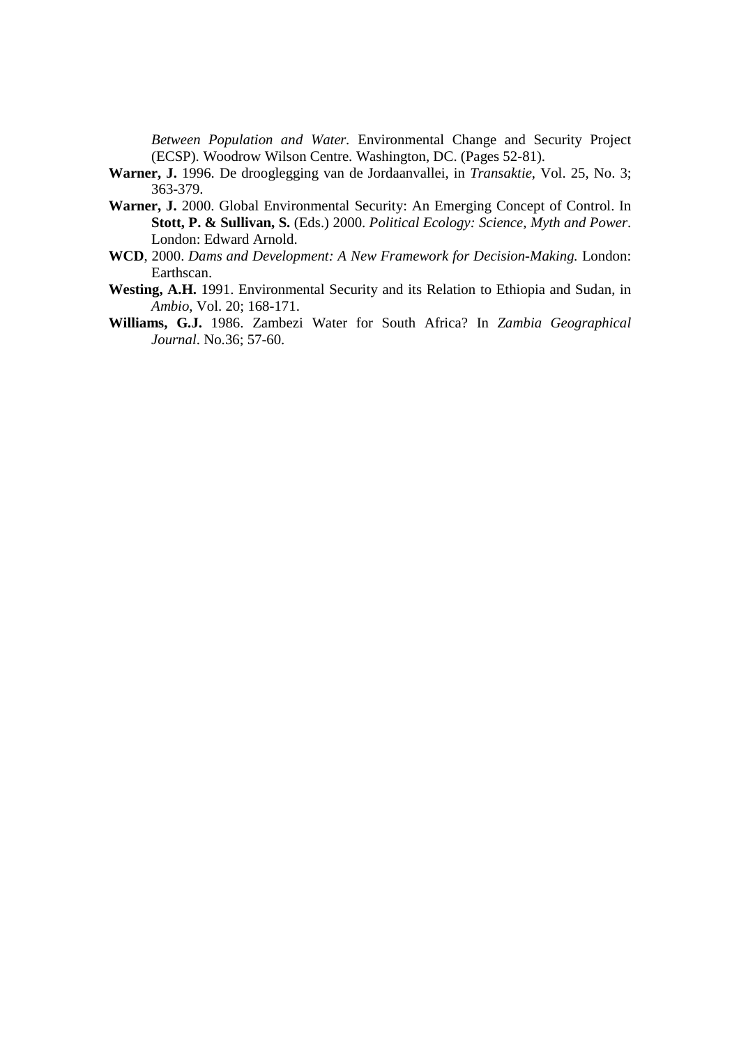*Between Population and Water*. Environmental Change and Security Project (ECSP). Woodrow Wilson Centre. Washington, DC. (Pages 52-81).

**Warner, J.** 1996. De drooglegging van de Jordaanvallei, in *Transaktie*, Vol. 25, No. 3; 363-379.

**Warner, J.** 2000. Global Environmental Security: An Emerging Concept of Control. In **Stott, P. & Sullivan, S.** (Eds.) 2000. *Political Ecology: Science, Myth and Power*. London: Edward Arnold.

**WCD**, 2000. *Dams and Development: A New Framework for Decision-Making.* London: Earthscan.

**Westing, A.H.** 1991. Environmental Security and its Relation to Ethiopia and Sudan, in *Ambio*, Vol. 20; 168-171.

**Williams, G.J.** 1986. Zambezi Water for South Africa? In *Zambia Geographical Journal*. No.36; 57-60.